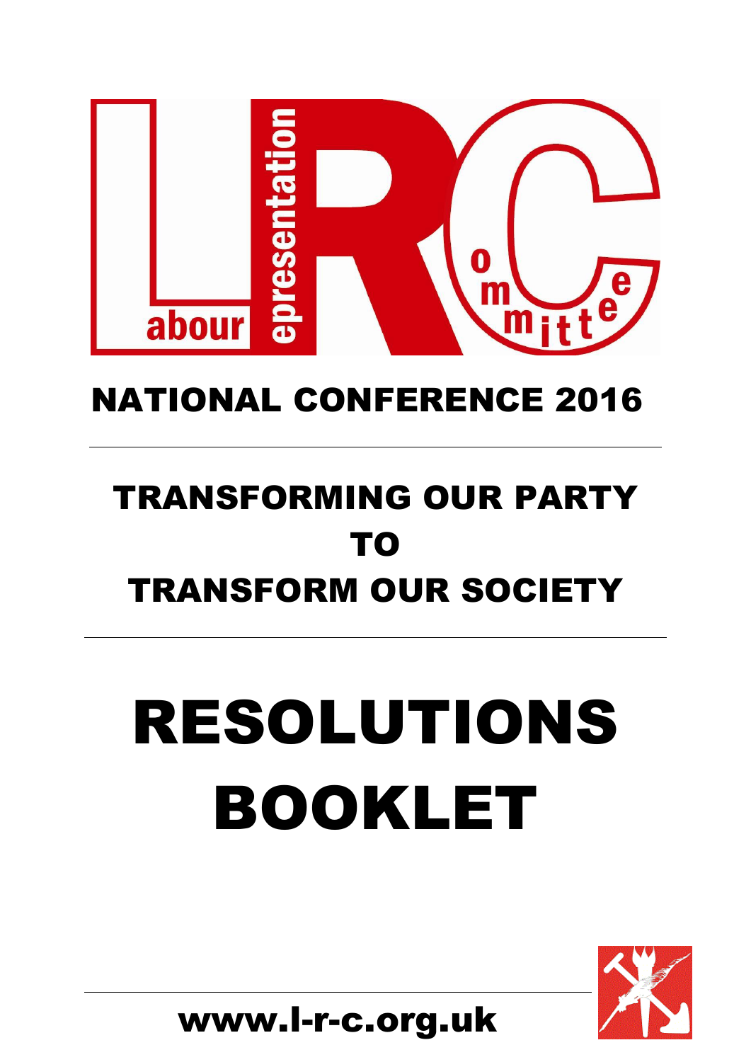# NATIONAL CONFERENCE 2016

## TRANSFORMING OUR PARTY TO TRANSFORM OUR SOCIETY

# RESOLUTIONS BOOKLET

www.l-r-c.org.uk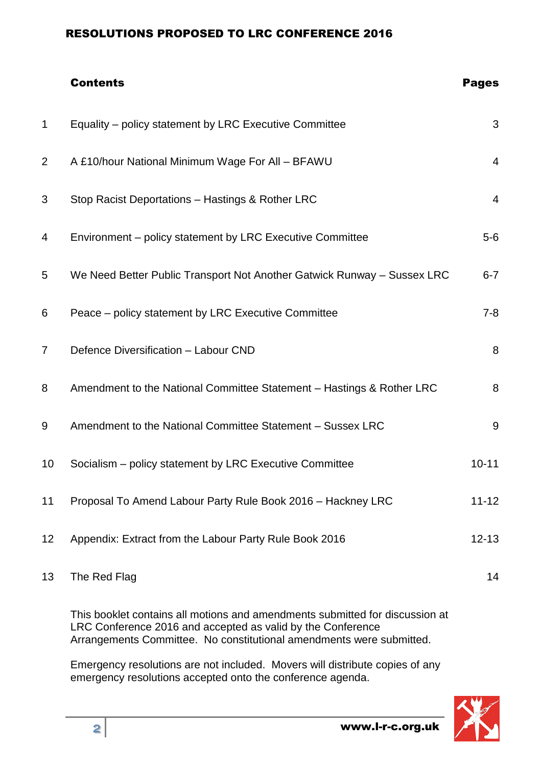## RESOLUTIONS PROPOSED TO LRC CONFERENCE 2016

| | Contents | Pages |
|---|---|---|
| 1 | Equality – policy statement by LRC Executive Committee | 3 |
| 2 | A £10/hour National Minimum Wage For All – BFAWU | 4 |
| 3 | Stop Racist Deportations – Hastings & Rother LRC | 4 |
| 4 | Environment – policy statement by LRC Executive Committee | 5-6 |
| 5 | We Need Better Public Transport Not Another Gatwick Runway – Sussex LRC | 6-7 |
| 6 | Peace – policy statement by LRC Executive Committee | 7-8 |
| 7 | Defence Diversification – Labour CND | 8 |
| 8 | Amendment to the National Committee Statement – Hastings & Rother LRC | 8 |
| 9 | Amendment to the National Committee Statement – Sussex LRC | 9 |
| 10 | Socialism – policy statement by LRC Executive Committee | 10-11 |
| 11 | Proposal To Amend Labour Party Rule Book 2016 – Hackney LRC | 11-12 |
| 12 | Appendix: Extract from the Labour Party Rule Book 2016 | 12-13 |
| 13 | The Red Flag | 14 |

This booklet contains all motions and amendments submitted for discussion at LRC Conference 2016 and accepted as valid by the Conference Arrangements Committee. No constitutional amendments were submitted.

Emergency resolutions are not included. Movers will distribute copies of any emergency resolutions accepted onto the conference agenda.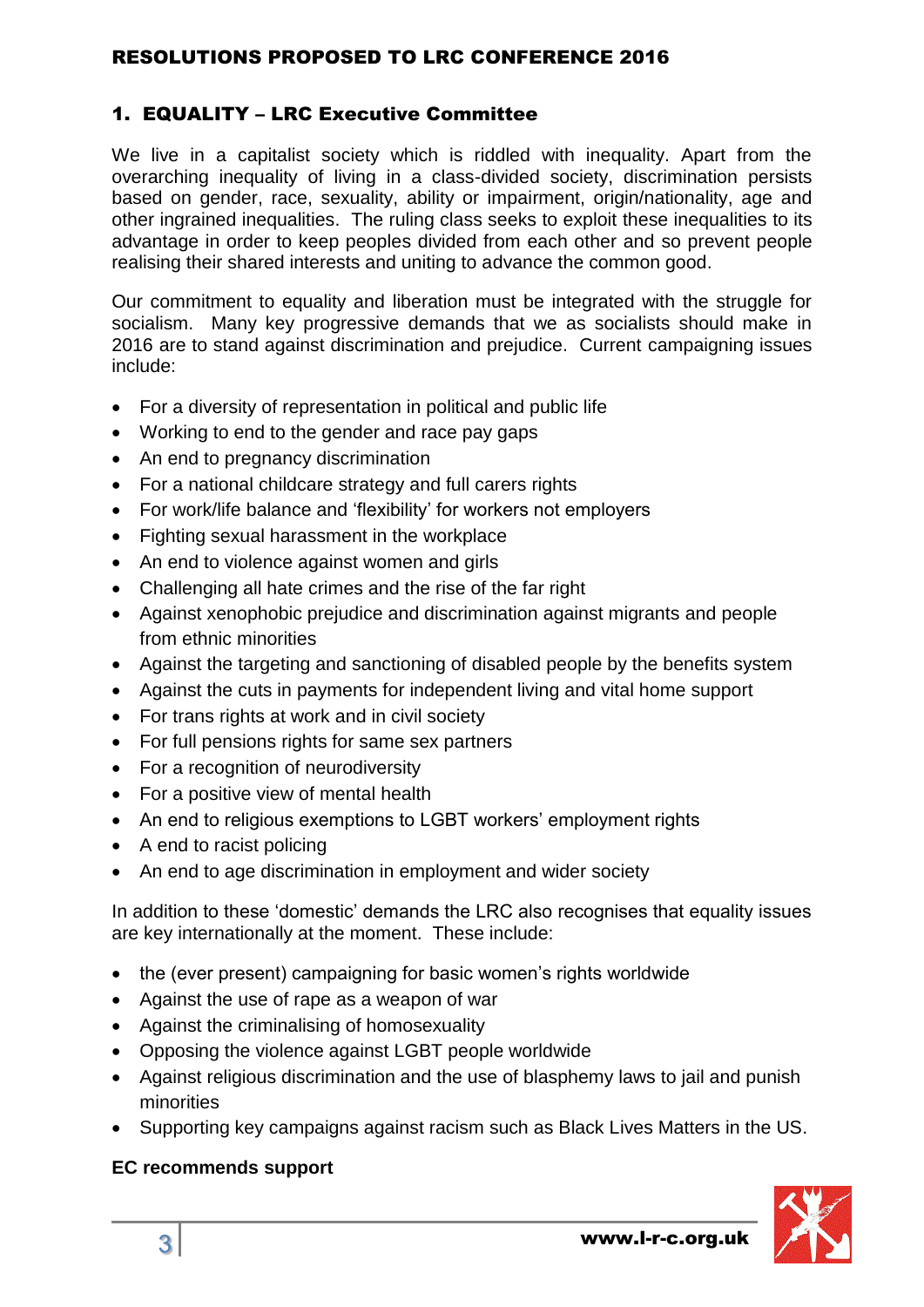# RESOLUTIONS PROPOSED TO LRC CONFERENCE 2016

## 1. EQUALITY – LRC Executive Committee

We live in a capitalist society which is riddled with inequality. Apart from the overarching inequality of living in a class-divided society, discrimination persists based on gender, race, sexuality, ability or impairment, origin/nationality, age and other ingrained inequalities. The ruling class seeks to exploit these inequalities to its advantage in order to keep peoples divided from each other and so prevent people realising their shared interests and uniting to advance the common good.

Our commitment to equality and liberation must be integrated with the struggle for socialism. Many key progressive demands that we as socialists should make in 2016 are to stand against discrimination and prejudice. Current campaigning issues include:

- For a diversity of representation in political and public life
- Working to end to the gender and race pay gaps
- An end to pregnancy discrimination
- For a national childcare strategy and full carers rights
- For work/life balance and 'flexibility' for workers not employers
- Fighting sexual harassment in the workplace
- An end to violence against women and girls
- Challenging all hate crimes and the rise of the far right
- Against xenophobic prejudice and discrimination against migrants and people from ethnic minorities
- Against the targeting and sanctioning of disabled people by the benefits system
- Against the cuts in payments for independent living and vital home support
- For trans rights at work and in civil society
- For full pensions rights for same sex partners
- For a recognition of neurodiversity
- For a positive view of mental health
- An end to religious exemptions to LGBT workers' employment rights
- A end to racist policing
- An end to age discrimination in employment and wider society

In addition to these 'domestic' demands the LRC also recognises that equality issues are key internationally at the moment. These include:

- the (ever present) campaigning for basic women's rights worldwide
- Against the use of rape as a weapon of war
- Against the criminalising of homosexuality
- Opposing the violence against LGBT people worldwide
- Against religious discrimination and the use of blasphemy laws to jail and punish minorities
- Supporting key campaigns against racism such as Black Lives Matters in the US.

**EC recommends support**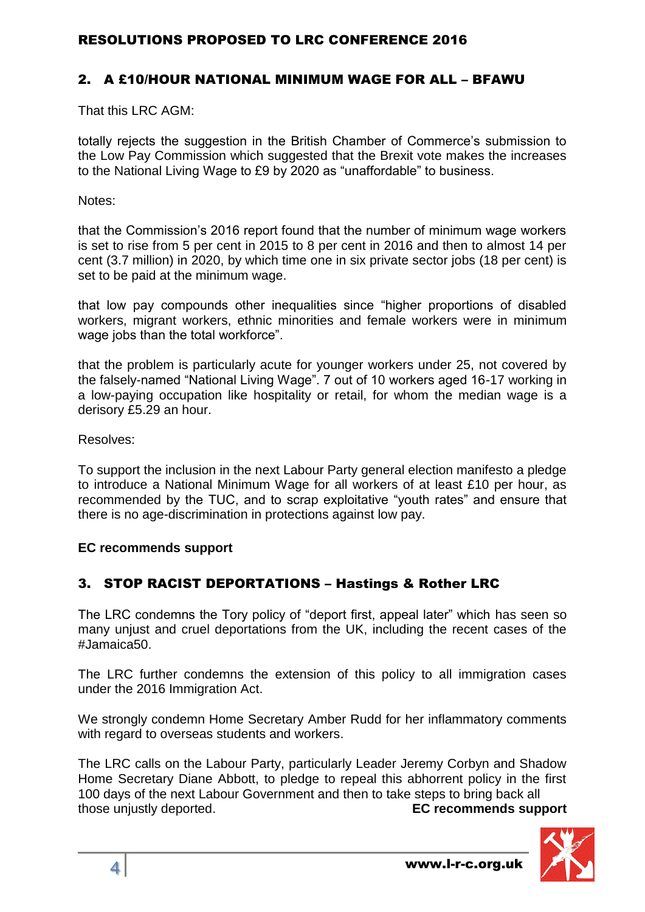## RESOLUTIONS PROPOSED TO LRC CONFERENCE 2016

### 2. A £10/HOUR NATIONAL MINIMUM WAGE FOR ALL – BFAWU

That this LRC AGM:

totally rejects the suggestion in the British Chamber of Commerce's submission to the Low Pay Commission which suggested that the Brexit vote makes the increases to the National Living Wage to £9 by 2020 as "unaffordable" to business.

Notes:

that the Commission's 2016 report found that the number of minimum wage workers is set to rise from 5 per cent in 2015 to 8 per cent in 2016 and then to almost 14 per cent (3.7 million) in 2020, by which time one in six private sector jobs (18 per cent) is set to be paid at the minimum wage.

that low pay compounds other inequalities since "higher proportions of disabled workers, migrant workers, ethnic minorities and female workers were in minimum wage jobs than the total workforce".

that the problem is particularly acute for younger workers under 25, not covered by the falsely-named "National Living Wage". 7 out of 10 workers aged 16-17 working in a low-paying occupation like hospitality or retail, for whom the median wage is a derisory £5.29 an hour.

Resolves:

To support the inclusion in the next Labour Party general election manifesto a pledge to introduce a National Minimum Wage for all workers of at least £10 per hour, as recommended by the TUC, and to scrap exploitative "youth rates" and ensure that there is no age-discrimination in protections against low pay.

**EC recommends support**

### 3. STOP RACIST DEPORTATIONS – Hastings & Rother LRC

The LRC condemns the Tory policy of "deport first, appeal later" which has seen so many unjust and cruel deportations from the UK, including the recent cases of the #Jamaica50.

The LRC further condemns the extension of this policy to all immigration cases under the 2016 Immigration Act.

We strongly condemn Home Secretary Amber Rudd for her inflammatory comments with regard to overseas students and workers.

The LRC calls on the Labour Party, particularly Leader Jeremy Corbyn and Shadow Home Secretary Diane Abbott, to pledge to repeal this abhorrent policy in the first 100 days of the next Labour Government and then to take steps to bring back all those unjustly deported.

**EC recommends support**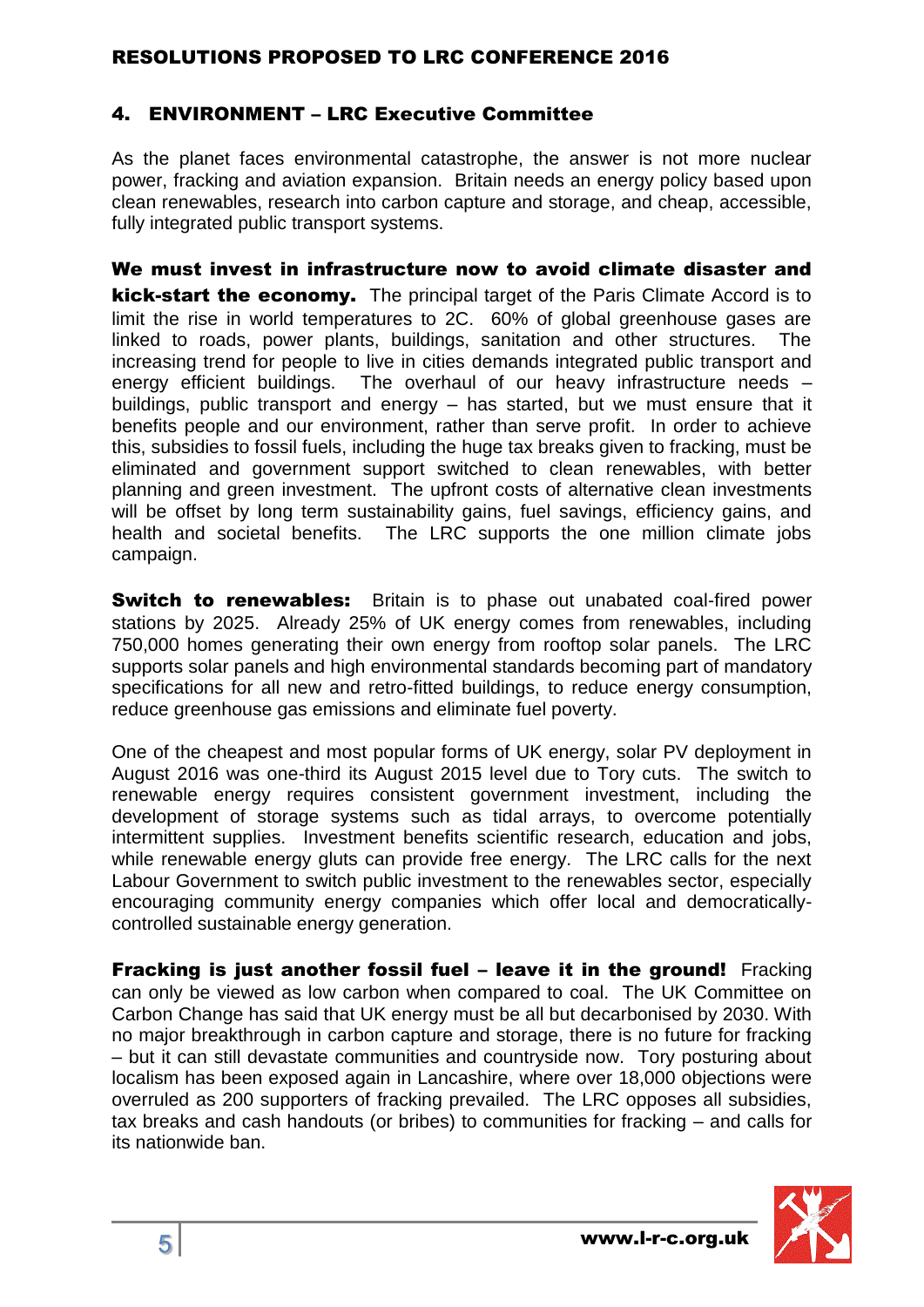## 4. ENVIRONMENT – LRC Executive Committee

As the planet faces environmental catastrophe, the answer is not more nuclear power, fracking and aviation expansion. Britain needs an energy policy based upon clean renewables, research into carbon capture and storage, and cheap, accessible, fully integrated public transport systems.

**We must invest in infrastructure now to avoid climate disaster and kick-start the economy.** The principal target of the Paris Climate Accord is to limit the rise in world temperatures to 2C. 60% of global greenhouse gases are linked to roads, power plants, buildings, sanitation and other structures. The increasing trend for people to live in cities demands integrated public transport and energy efficient buildings. The overhaul of our heavy infrastructure needs – buildings, public transport and energy – has started, but we must ensure that it benefits people and our environment, rather than serve profit. In order to achieve this, subsidies to fossil fuels, including the huge tax breaks given to fracking, must be eliminated and government support switched to clean renewables, with better planning and green investment. The upfront costs of alternative clean investments will be offset by long term sustainability gains, fuel savings, efficiency gains, and health and societal benefits. The LRC supports the one million climate jobs campaign.

**Switch to renewables:** Britain is to phase out unabated coal-fired power stations by 2025. Already 25% of UK energy comes from renewables, including 750,000 homes generating their own energy from rooftop solar panels. The LRC supports solar panels and high environmental standards becoming part of mandatory specifications for all new and retro-fitted buildings, to reduce energy consumption, reduce greenhouse gas emissions and eliminate fuel poverty.

One of the cheapest and most popular forms of UK energy, solar PV deployment in August 2016 was one-third its August 2015 level due to Tory cuts. The switch to renewable energy requires consistent government investment, including the development of storage systems such as tidal arrays, to overcome potentially intermittent supplies. Investment benefits scientific research, education and jobs, while renewable energy gluts can provide free energy. The LRC calls for the next Labour Government to switch public investment to the renewables sector, especially encouraging community energy companies which offer local and democratically-controlled sustainable energy generation.

**Fracking is just another fossil fuel – leave it in the ground!** Fracking can only be viewed as low carbon when compared to coal. The UK Committee on Carbon Change has said that UK energy must be all but decarbonised by 2030. With no major breakthrough in carbon capture and storage, there is no future for fracking – but it can still devastate communities and countryside now. Tory posturing about localism has been exposed again in Lancashire, where over 18,000 objections were overruled as 200 supporters of fracking prevailed. The LRC opposes all subsidies, tax breaks and cash handouts (or bribes) to communities for fracking – and calls for its nationwide ban.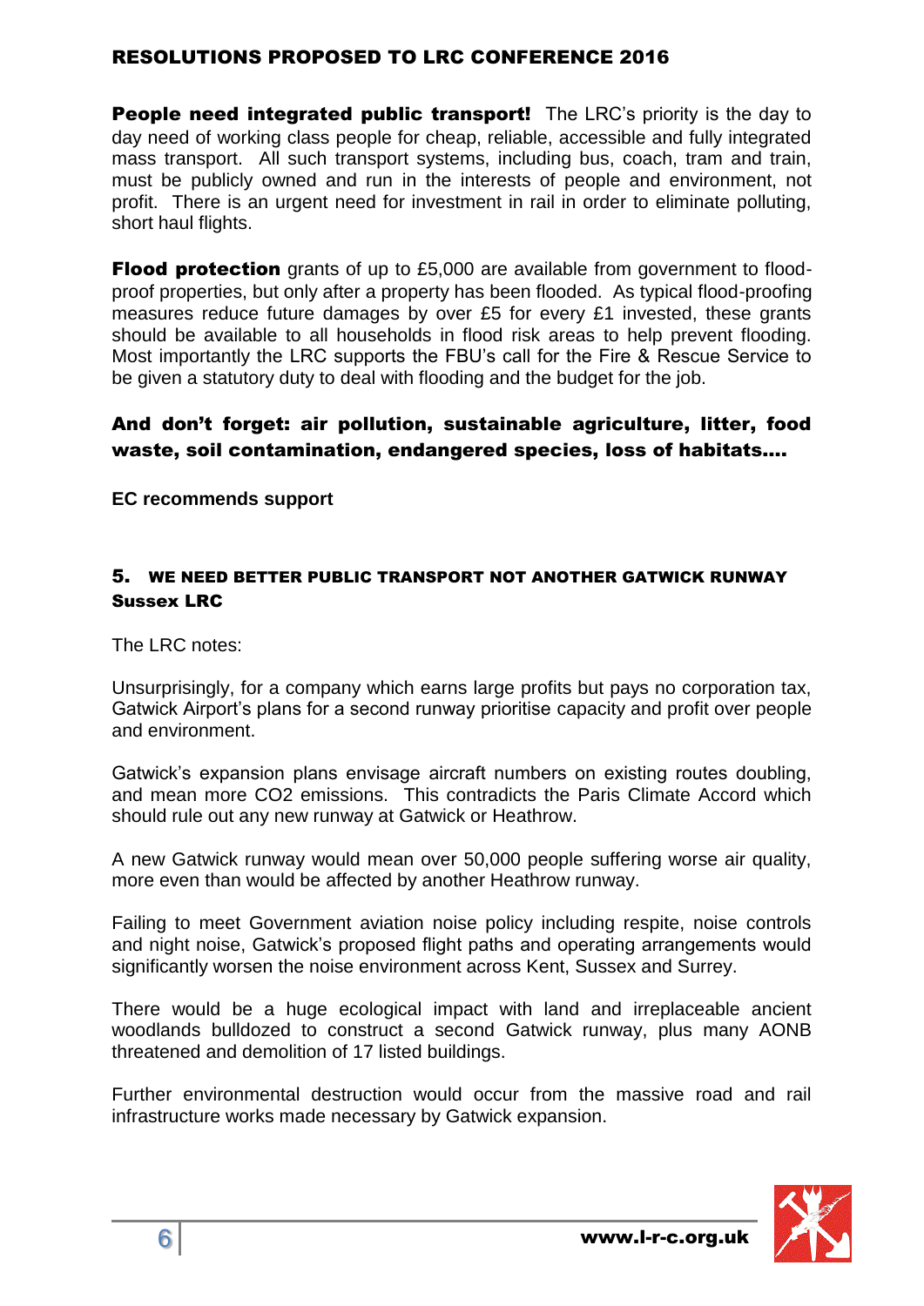**People need integrated public transport!** The LRC's priority is the day to day need of working class people for cheap, reliable, accessible and fully integrated mass transport. All such transport systems, including bus, coach, tram and train, must be publicly owned and run in the interests of people and environment, not profit. There is an urgent need for investment in rail in order to eliminate polluting, short haul flights.

**Flood protection** grants of up to £5,000 are available from government to flood-proof properties, but only after a property has been flooded. As typical flood-proofing measures reduce future damages by over £5 for every £1 invested, these grants should be available to all households in flood risk areas to help prevent flooding. Most importantly the LRC supports the FBU's call for the Fire & Rescue Service to be given a statutory duty to deal with flooding and the budget for the job.

**And don't forget: air pollution, sustainable agriculture, litter, food waste, soil contamination, endangered species, loss of habitats….**

**EC recommends support**

## 5. WE NEED BETTER PUBLIC TRANSPORT NOT ANOTHER GATWICK RUNWAY

**Sussex LRC**

The LRC notes:

Unsurprisingly, for a company which earns large profits but pays no corporation tax, Gatwick Airport's plans for a second runway prioritise capacity and profit over people and environment.

Gatwick's expansion plans envisage aircraft numbers on existing routes doubling, and mean more $CO_2$ emissions. This contradicts the Paris Climate Accord which should rule out any new runway at Gatwick or Heathrow.

A new Gatwick runway would mean over 50,000 people suffering worse air quality, more even than would be affected by another Heathrow runway.

Failing to meet Government aviation noise policy including respite, noise controls and night noise, Gatwick's proposed flight paths and operating arrangements would significantly worsen the noise environment across Kent, Sussex and Surrey.

There would be a huge ecological impact with land and irreplaceable ancient woodlands bulldozed to construct a second Gatwick runway, plus many AONB threatened and demolition of 17 listed buildings.

Further environmental destruction would occur from the massive road and rail infrastructure works made necessary by Gatwick expansion.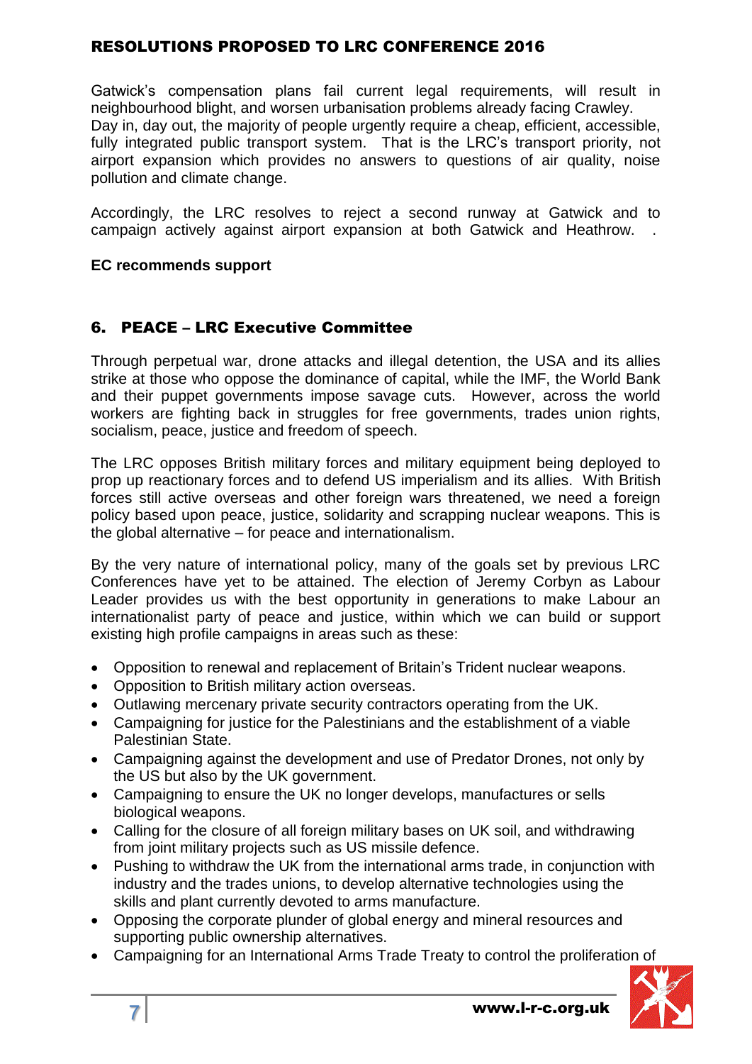Gatwick's compensation plans fail current legal requirements, will result in neighbourhood blight, and worsen urbanisation problems already facing Crawley.
Day in, day out, the majority of people urgently require a cheap, efficient, accessible, fully integrated public transport system. That is the LRC's transport priority, not airport expansion which provides no answers to questions of air quality, noise pollution and climate change.

Accordingly, the LRC resolves to reject a second runway at Gatwick and to campaign actively against airport expansion at both Gatwick and Heathrow.

**EC recommends support**

## 6. PEACE – LRC Executive Committee

Through perpetual war, drone attacks and illegal detention, the USA and its allies strike at those who oppose the dominance of capital, while the IMF, the World Bank and their puppet governments impose savage cuts. However, across the world workers are fighting back in struggles for free governments, trades union rights, socialism, peace, justice and freedom of speech.

The LRC opposes British military forces and military equipment being deployed to prop up reactionary forces and to defend US imperialism and its allies. With British forces still active overseas and other foreign wars threatened, we need a foreign policy based upon peace, justice, solidarity and scrapping nuclear weapons. This is the global alternative – for peace and internationalism.

By the very nature of international policy, many of the goals set by previous LRC Conferences have yet to be attained. The election of Jeremy Corbyn as Labour Leader provides us with the best opportunity in generations to make Labour an internationalist party of peace and justice, within which we can build or support existing high profile campaigns in areas such as these:

- Opposition to renewal and replacement of Britain's Trident nuclear weapons.
- Opposition to British military action overseas.
- Outlawing mercenary private security contractors operating from the UK.
- Campaigning for justice for the Palestinians and the establishment of a viable Palestinian State.
- Campaigning against the development and use of Predator Drones, not only by the US but also by the UK government.
- Campaigning to ensure the UK no longer develops, manufactures or sells biological weapons.
- Calling for the closure of all foreign military bases on UK soil, and withdrawing from joint military projects such as US missile defence.
- Pushing to withdraw the UK from the international arms trade, in conjunction with industry and the trades unions, to develop alternative technologies using the skills and plant currently devoted to arms manufacture.
- Opposing the corporate plunder of global energy and mineral resources and supporting public ownership alternatives.
- Campaigning for an International Arms Trade Treaty to control the proliferation of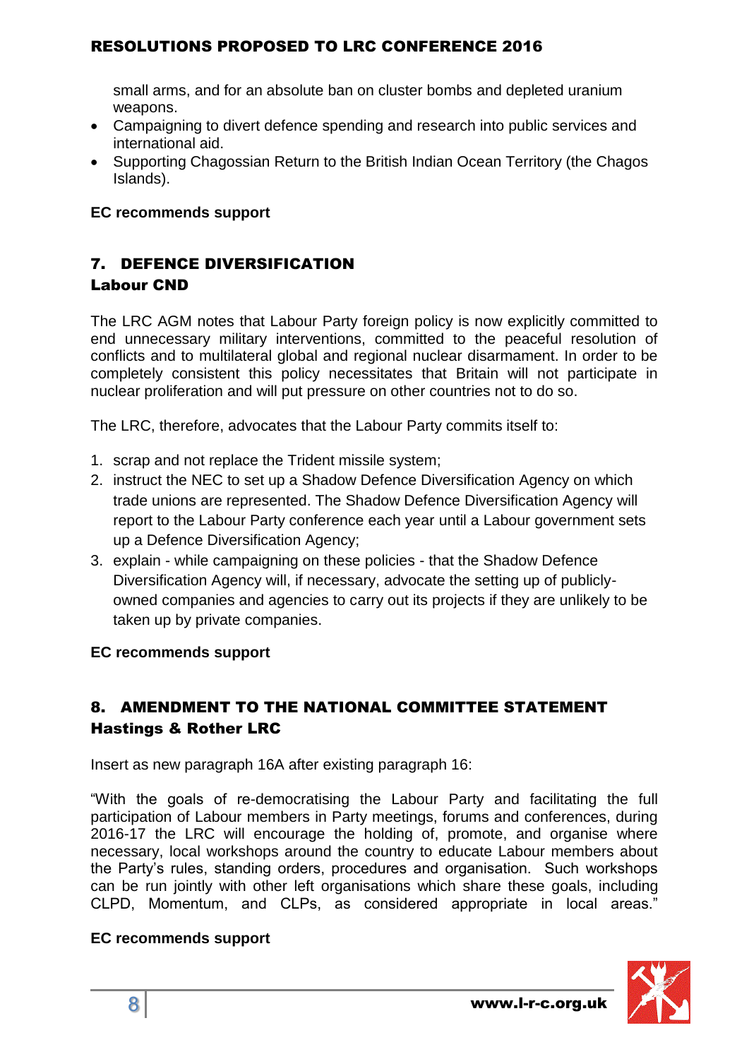small arms, and for an absolute ban on cluster bombs and depleted uranium weapons.

- Campaigning to divert defence spending and research into public services and international aid.
- Supporting Chagossian Return to the British Indian Ocean Territory (the Chagos Islands).

**EC recommends support**

## 7. DEFENCE DIVERSIFICATION

**Labour CND**

The LRC AGM notes that Labour Party foreign policy is now explicitly committed to end unnecessary military interventions, committed to the peaceful resolution of conflicts and to multilateral global and regional nuclear disarmament. In order to be completely consistent this policy necessitates that Britain will not participate in nuclear proliferation and will put pressure on other countries not to do so.

The LRC, therefore, advocates that the Labour Party commits itself to:

1. scrap and not replace the Trident missile system;
2. instruct the NEC to set up a Shadow Defence Diversification Agency on which trade unions are represented. The Shadow Defence Diversification Agency will report to the Labour Party conference each year until a Labour government sets up a Defence Diversification Agency;
3. explain - while campaigning on these policies - that the Shadow Defence Diversification Agency will, if necessary, advocate the setting up of publicly-owned companies and agencies to carry out its projects if they are unlikely to be taken up by private companies.

**EC recommends support**

## 8. AMENDMENT TO THE NATIONAL COMMITTEE STATEMENT

**Hastings & Rother LRC**

Insert as new paragraph 16A after existing paragraph 16:

"With the goals of re-democratising the Labour Party and facilitating the full participation of Labour members in Party meetings, forums and conferences, during 2016-17 the LRC will encourage the holding of, promote, and organise where necessary, local workshops around the country to educate Labour members about the Party's rules, standing orders, procedures and organisation. Such workshops can be run jointly with other left organisations which share these goals, including CLPD, Momentum, and CLPs, as considered appropriate in local areas."

**EC recommends support**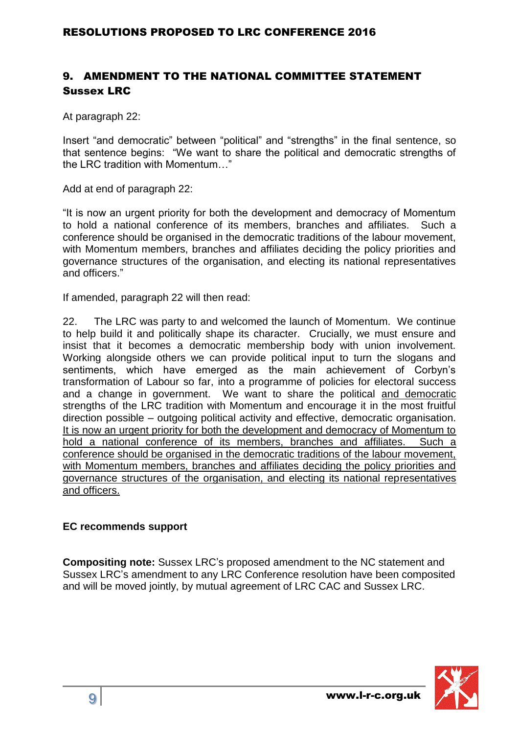## 9. AMENDMENT TO THE NATIONAL COMMITTEE STATEMENT

### Sussex LRC

At paragraph 22:

Insert "and democratic" between "political" and "strengths" in the final sentence, so that sentence begins: "We want to share the political and democratic strengths of the LRC tradition with Momentum…"

Add at end of paragraph 22:

"It is now an urgent priority for both the development and democracy of Momentum to hold a national conference of its members, branches and affiliates. Such a conference should be organised in the democratic traditions of the labour movement, with Momentum members, branches and affiliates deciding the policy priorities and governance structures of the organisation, and electing its national representatives and officers."

If amended, paragraph 22 will then read:

22. The LRC was party to and welcomed the launch of Momentum. We continue to help build it and politically shape its character. Crucially, we must ensure and insist that it becomes a democratic membership body with union involvement. Working alongside others we can provide political input to turn the slogans and sentiments, which have emerged as the main achievement of Corbyn's transformation of Labour so far, into a programme of policies for electoral success and a change in government. We want to share the political <u>and democratic</u> strengths of the LRC tradition with Momentum and encourage it in the most fruitful direction possible – outgoing political activity and effective, democratic organisation. <u>It is now an urgent priority for both the development and democracy of Momentum to hold a national conference of its members, branches and affiliates. Such a conference should be organised in the democratic traditions of the labour movement, with Momentum members, branches and affiliates deciding the policy priorities and governance structures of the organisation, and electing its national representatives and officers.</u>

**EC recommends support**

**Compositing note:** Sussex LRC's proposed amendment to the NC statement and Sussex LRC's amendment to any LRC Conference resolution have been composited and will be moved jointly, by mutual agreement of LRC CAC and Sussex LRC.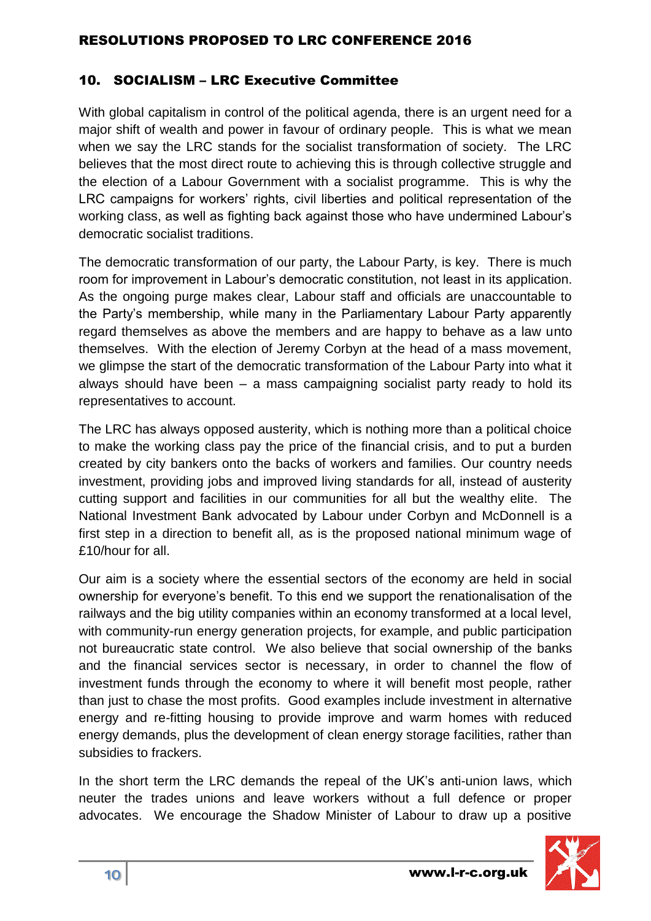## 10. SOCIALISM – LRC Executive Committee

With global capitalism in control of the political agenda, there is an urgent need for a major shift of wealth and power in favour of ordinary people. This is what we mean when we say the LRC stands for the socialist transformation of society. The LRC believes that the most direct route to achieving this is through collective struggle and the election of a Labour Government with a socialist programme. This is why the LRC campaigns for workers' rights, civil liberties and political representation of the working class, as well as fighting back against those who have undermined Labour's democratic socialist traditions.

The democratic transformation of our party, the Labour Party, is key. There is much room for improvement in Labour's democratic constitution, not least in its application. As the ongoing purge makes clear, Labour staff and officials are unaccountable to the Party's membership, while many in the Parliamentary Labour Party apparently regard themselves as above the members and are happy to behave as a law unto themselves. With the election of Jeremy Corbyn at the head of a mass movement, we glimpse the start of the democratic transformation of the Labour Party into what it always should have been – a mass campaigning socialist party ready to hold its representatives to account.

The LRC has always opposed austerity, which is nothing more than a political choice to make the working class pay the price of the financial crisis, and to put a burden created by city bankers onto the backs of workers and families. Our country needs investment, providing jobs and improved living standards for all, instead of austerity cutting support and facilities in our communities for all but the wealthy elite. The National Investment Bank advocated by Labour under Corbyn and McDonnell is a first step in a direction to benefit all, as is the proposed national minimum wage of £10/hour for all.

Our aim is a society where the essential sectors of the economy are held in social ownership for everyone's benefit. To this end we support the renationalisation of the railways and the big utility companies within an economy transformed at a local level, with community-run energy generation projects, for example, and public participation not bureaucratic state control. We also believe that social ownership of the banks and the financial services sector is necessary, in order to channel the flow of investment funds through the economy to where it will benefit most people, rather than just to chase the most profits. Good examples include investment in alternative energy and re-fitting housing to provide improve and warm homes with reduced energy demands, plus the development of clean energy storage facilities, rather than subsidies to frackers.

In the short term the LRC demands the repeal of the UK's anti-union laws, which neuter the trades unions and leave workers without a full defence or proper advocates. We encourage the Shadow Minister of Labour to draw up a positive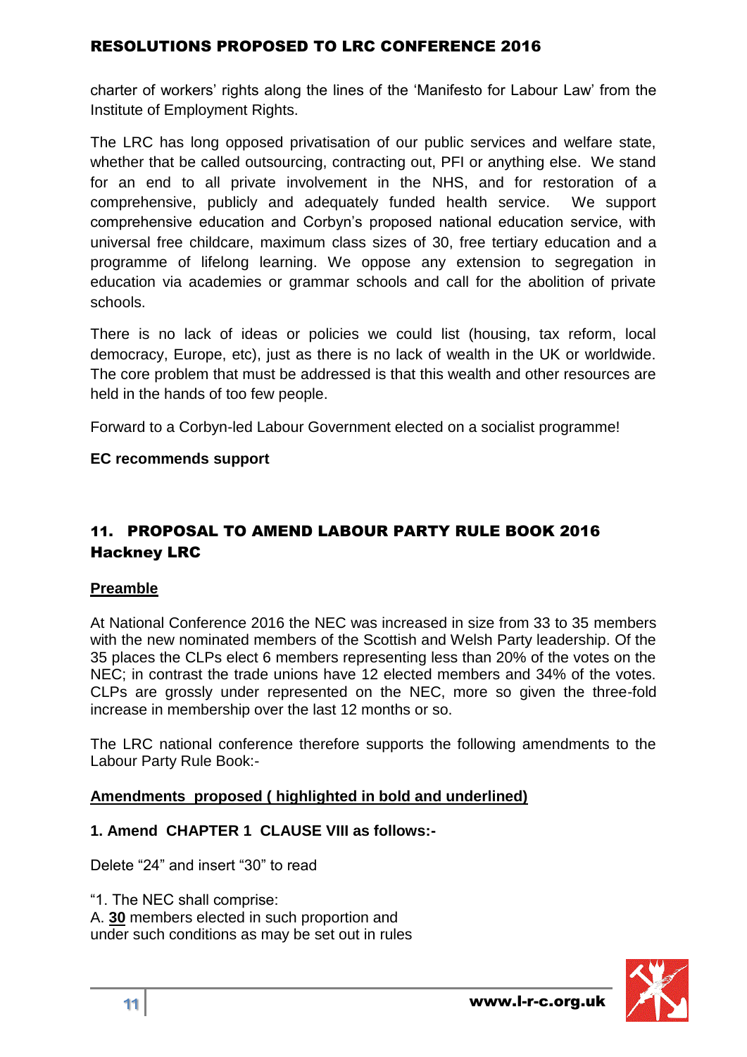charter of workers' rights along the lines of the 'Manifesto for Labour Law' from the Institute of Employment Rights.

The LRC has long opposed privatisation of our public services and welfare state, whether that be called outsourcing, contracting out, PFI or anything else. We stand for an end to all private involvement in the NHS, and for restoration of a comprehensive, publicly and adequately funded health service. We support comprehensive education and Corbyn's proposed national education service, with universal free childcare, maximum class sizes of 30, free tertiary education and a programme of lifelong learning. We oppose any extension to segregation in education via academies or grammar schools and call for the abolition of private schools.

There is no lack of ideas or policies we could list (housing, tax reform, local democracy, Europe, etc), just as there is no lack of wealth in the UK or worldwide. The core problem that must be addressed is that this wealth and other resources are held in the hands of too few people.

Forward to a Corbyn-led Labour Government elected on a socialist programme!

**EC recommends support**

## 11. PROPOSAL TO AMEND LABOUR PARTY RULE BOOK 2016 Hackney LRC

**Preamble**

At National Conference 2016 the NEC was increased in size from 33 to 35 members with the new nominated members of the Scottish and Welsh Party leadership. Of the 35 places the CLPs elect 6 members representing less than 20% of the votes on the NEC; in contrast the trade unions have 12 elected members and 34% of the votes. CLPs are grossly under represented on the NEC, more so given the three-fold increase in membership over the last 12 months or so.

The LRC national conference therefore supports the following amendments to the Labour Party Rule Book:-

**Amendments proposed ( highlighted in bold and underlined)**

**1. Amend CHAPTER 1 CLAUSE VIII as follows:-**

Delete "24" and insert "30" to read

"1. The NEC shall comprise:
A. **30** members elected in such proportion and
under such conditions as may be set out in rules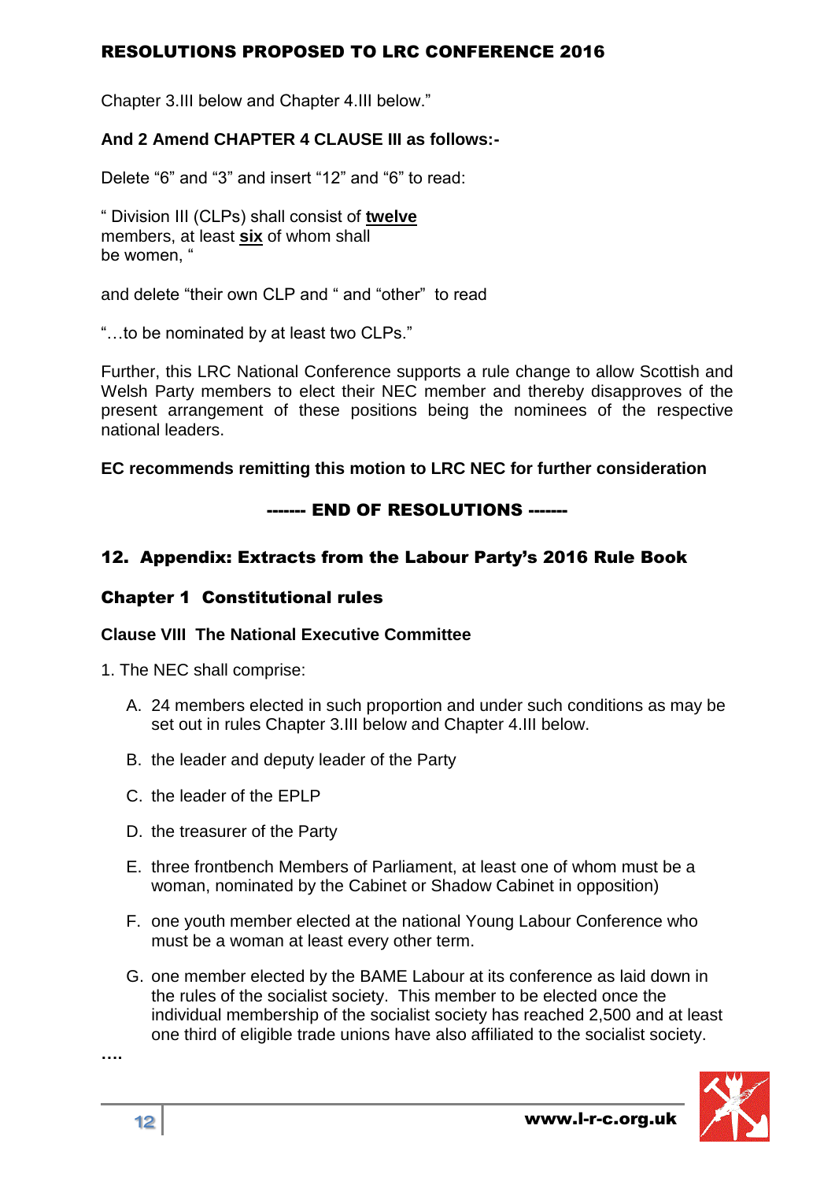Chapter 3.III below and Chapter 4.III below."

**And 2 Amend CHAPTER 4 CLAUSE III as follows:-**

Delete "6" and "3" and insert "12" and "6" to read:

" Division III (CLPs) shall consist of **twelve**
members, at least **six** of whom shall
be women, "

and delete "their own CLP and " and "other"  to read

"…to be nominated by at least two CLPs."

Further, this LRC National Conference supports a rule change to allow Scottish and Welsh Party members to elect their NEC member and thereby disapproves of the present arrangement of these positions being the nominees of the respective national leaders.

**EC recommends remitting this motion to LRC NEC for further consideration**

**------- END OF RESOLUTIONS -------**

## 12. Appendix: Extracts from the Labour Party's 2016 Rule Book

### Chapter 1  Constitutional rules

**Clause VIII  The National Executive Committee**

1. The NEC shall comprise:

   A. 24 members elected in such proportion and under such conditions as may be set out in rules Chapter 3.III below and Chapter 4.III below.

   B. the leader and deputy leader of the Party

   C. the leader of the EPLP

   D. the treasurer of the Party

   E. three frontbench Members of Parliament, at least one of whom must be a woman, nominated by the Cabinet or Shadow Cabinet in opposition)

   F. one youth member elected at the national Young Labour Conference who must be a woman at least every other term.

   G. one member elected by the BAME Labour at its conference as laid down in the rules of the socialist society.  This member to be elected once the individual membership of the socialist society has reached 2,500 and at least one third of eligible trade unions have also affiliated to the socialist society.

….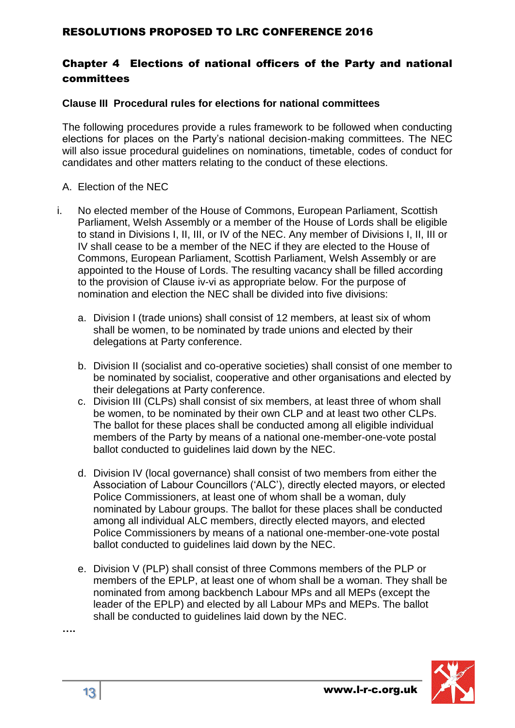## Chapter 4 Elections of national officers of the Party and national committees

### Clause III Procedural rules for elections for national committees

The following procedures provide a rules framework to be followed when conducting elections for places on the Party's national decision-making committees. The NEC will also issue procedural guidelines on nominations, timetable, codes of conduct for candidates and other matters relating to the conduct of these elections.

A. Election of the NEC

i. No elected member of the House of Commons, European Parliament, Scottish Parliament, Welsh Assembly or a member of the House of Lords shall be eligible to stand in Divisions I, II, III, or IV of the NEC. Any member of Divisions I, II, III or IV shall cease to be a member of the NEC if they are elected to the House of Commons, European Parliament, Scottish Parliament, Welsh Assembly or are appointed to the House of Lords. The resulting vacancy shall be filled according to the provision of Clause iv-vi as appropriate below. For the purpose of nomination and election the NEC shall be divided into five divisions:

   a. Division I (trade unions) shall consist of 12 members, at least six of whom shall be women, to be nominated by trade unions and elected by their delegations at Party conference.

   b. Division II (socialist and co-operative societies) shall consist of one member to be nominated by socialist, cooperative and other organisations and elected by their delegations at Party conference.

   c. Division III (CLPs) shall consist of six members, at least three of whom shall be women, to be nominated by their own CLP and at least two other CLPs. The ballot for these places shall be conducted among all eligible individual members of the Party by means of a national one-member-one-vote postal ballot conducted to guidelines laid down by the NEC.

   d. Division IV (local governance) shall consist of two members from either the Association of Labour Councillors ('ALC'), directly elected mayors, or elected Police Commissioners, at least one of whom shall be a woman, duly nominated by Labour groups. The ballot for these places shall be conducted among all individual ALC members, directly elected mayors, and elected Police Commissioners by means of a national one-member-one-vote postal ballot conducted to guidelines laid down by the NEC.

   e. Division V (PLP) shall consist of three Commons members of the PLP or members of the EPLP, at least one of whom shall be a woman. They shall be nominated from among backbench Labour MPs and all MEPs (except the leader of the EPLP) and elected by all Labour MPs and MEPs. The ballot shall be conducted to guidelines laid down by the NEC.

….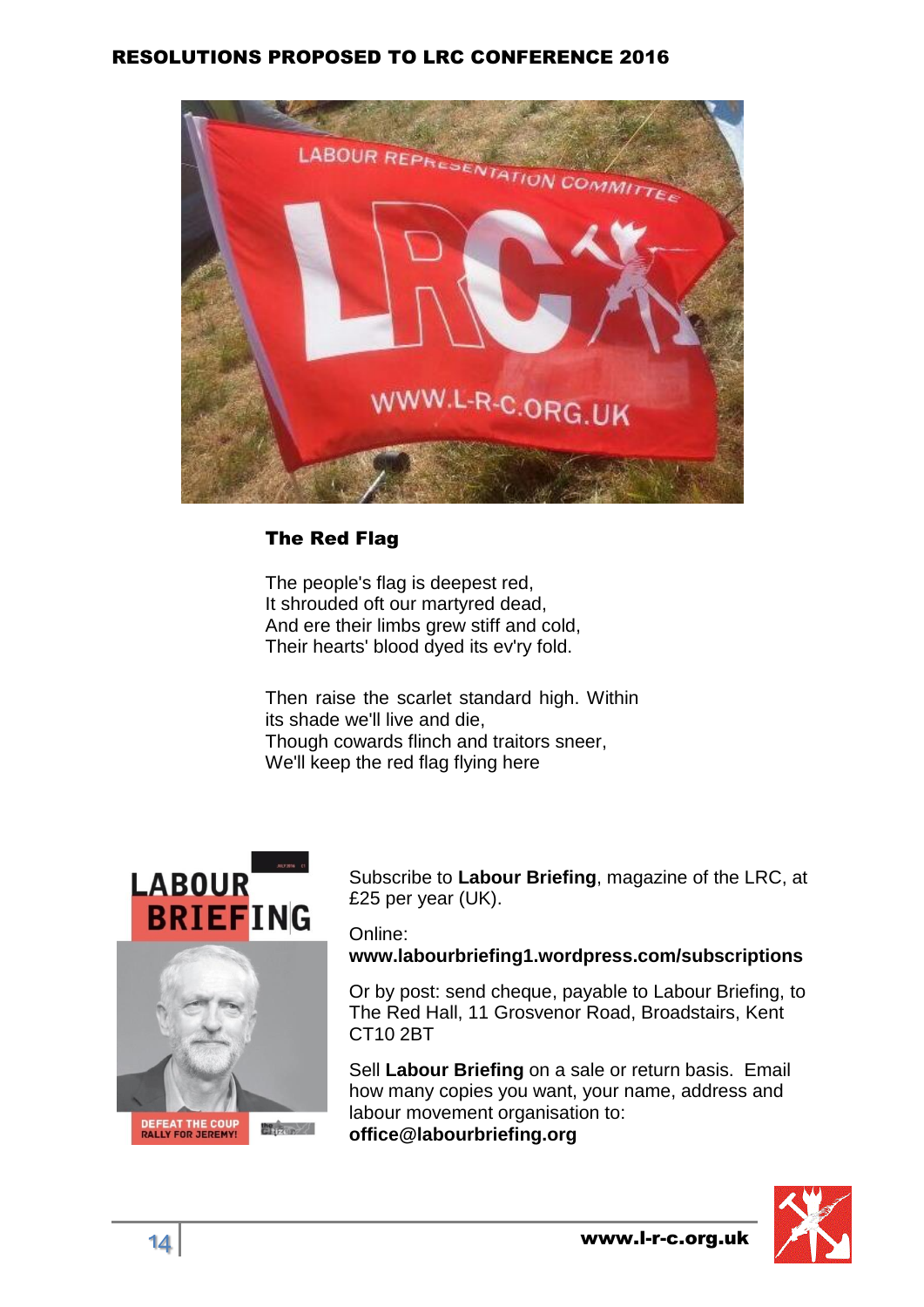### The Red Flag

The people's flag is deepest red,
It shrouded oft our martyred dead,
And ere their limbs grew stiff and cold,
Their hearts' blood dyed its ev'ry fold.

Then raise the scarlet standard high. Within its shade we'll live and die,
Though cowards flinch and traitors sneer,
We'll keep the red flag flying here

Subscribe to **Labour Briefing**, magazine of the LRC, at £25 per year (UK).

Online:
**www.labourbriefing1.wordpress.com/subscriptions**

Or by post: send cheque, payable to Labour Briefing, to The Red Hall, 11 Grosvenor Road, Broadstairs, Kent CT10 2BT

Sell **Labour Briefing** on a sale or return basis. Email how many copies you want, your name, address and labour movement organisation to: **office@labourbriefing.org**